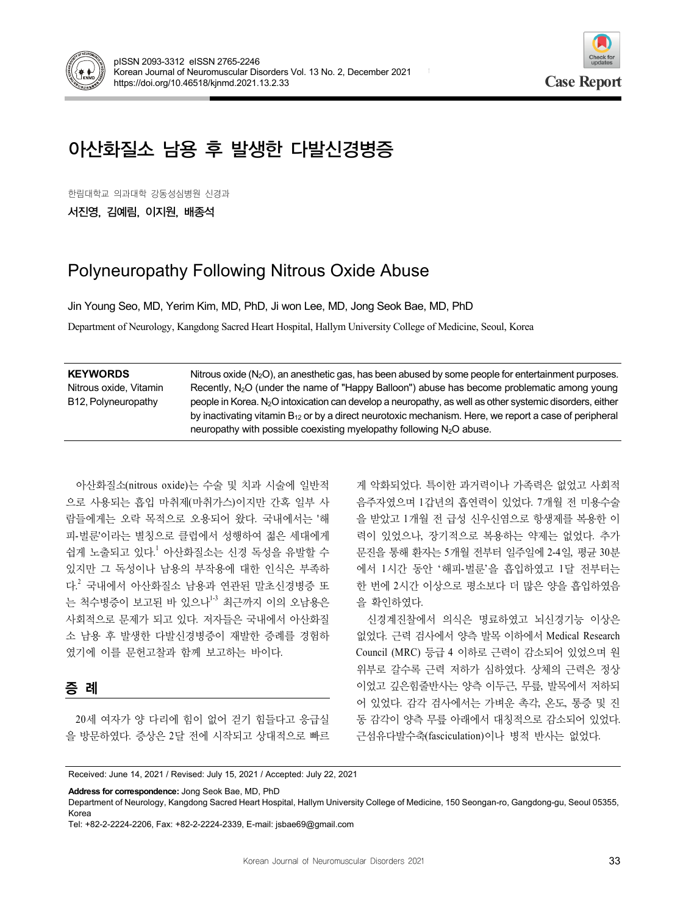Case Report

# 아산화질소 남용 후 발생한 다발신경병증

한림대학교 의과대학 강동성심병원 신경과

**서진영, 김예림, 이지원, 배종석**

# Polyneuropathy Following Nitrous Oxide Abuse

Jin Young Seo, MD, Yerim Kim, MD, PhD, Ji won Lee, MD, Jong Seok Bae, MD, PhD

Department of Neurology, Kangdong Sacred Heart Hospital, Hallym University College of Medicine, Seoul, Korea

**KEYWORDS**
Nitrous oxide, Vitamin B12, Polyneuropathy

Nitrous oxide ($N_2O$), an anesthetic gas, has been abused by some people for entertainment purposes. Recently, $N_2O$ (under the name of "Happy Balloon") abuse has become problematic among young people in Korea. $N_2O$ intoxication can develop a neuropathy, as well as other systemic disorders, either by inactivating vitamin $B_{12}$ or by a direct neurotoxic mechanism. Here, we report a case of peripheral neuropathy with possible coexisting myelopathy following $N_2O$ abuse.

아산화질소(nitrous oxide)는 수술 및 치과 시술에 일반적으로 사용되는 흡입 마취제(마취가스)이지만 간혹 일부 사람들에게는 오락 목적으로 오용되어 왔다. 국내에서는 '해피-벌룬'이라는 별칭으로 클럽에서 성행하여 젊은 세대에게 쉽게 노출되고 있다.[1] 아산화질소는 신경 독성을 유발할 수 있지만 그 독성이나 남용의 부작용에 대한 인식은 부족하다.[2] 국내에서 아산화질소 남용과 연관된 말초신경병증 또는 척수병증이 보고된 바 있으나[1-3] 최근까지 이의 오남용은 사회적으로 문제가 되고 있다. 저자들은 국내에서 아산화질소 남용 후 발생한 다발신경병증이 재발한 증례를 경험하였기에 이를 문헌고찰과 함께 보고하는 바이다.

## 증 례

20세 여자가 양 다리에 힘이 없어 걷기 힘들다고 응급실을 방문하였다. 증상은 2달 전에 시작되고 상대적으로 빠르게 악화되었다. 특이한 과거력이나 가족력은 없었고 사회적 음주자였으며 1갑년의 흡연력이 있었다. 7개월 전 미용수술을 받았고 1개월 전 급성 신우신염으로 항생제를 복용한 이력이 있었으나, 장기적으로 복용하는 약제는 없었다. 추가 문진을 통해 환자는 5개월 전부터 일주일에 2-4일, 평균 30분에서 1시간 동안 '해피-벌룬'을 흡입하였고 1달 전부터는 한 번에 2시간 이상으로 평소보다 더 많은 양을 흡입하였음을 확인하였다.

신경계진찰에서 의식은 명료하였고 뇌신경기능 이상은 없었다. 근력 검사에서 양측 발목 이하에서 Medical Research Council (MRC) 등급 4 이하로 근력이 감소되어 있었으며 원위부로 갈수록 근력 저하가 심하였다. 상체의 근력은 정상이었고 깊은힘줄반사는 양측 이두근, 무릎, 발목에서 저하되어 있었다. 감각 검사에서는 가벼운 촉각, 온도, 통증 및 진동 감각이 양측 무릎 아래에서 대칭적으로 감소되어 있었다. 근섬유다발수축(fasciculation)이나 병적 반사는 없었다.

Received: June 14, 2021 / Revised: July 15, 2021 / Accepted: July 22, 2021

**Address for correspondence:** Jong Seok Bae, MD, PhD
Department of Neurology, Kangdong Sacred Heart Hospital, Hallym University College of Medicine, 150 Seongan-ro, Gangdong-gu, Seoul 05355, Korea
Tel: +82-2-2224-2206, Fax: +82-2-2224-2339, E-mail: jsbae69@gmail.com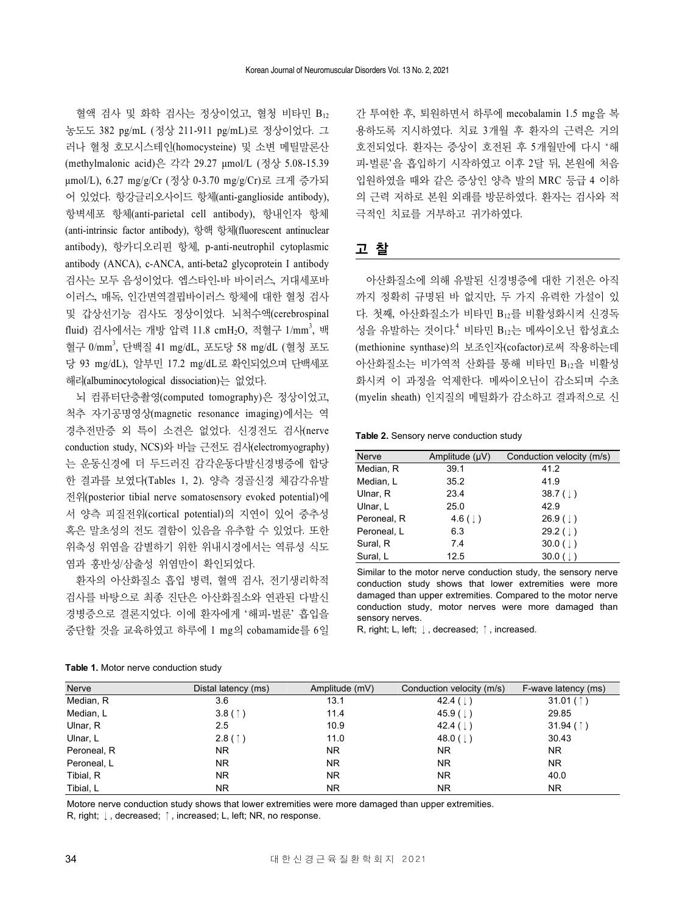혈액 검사 및 화학 검사는 정상이었고, 혈청 비타민 $B_{12}$ 농도도 382 pg/mL (정상 211-911 pg/mL)로 정상이었다. 그러나 혈청 호모시스테인(homocysteine) 및 소변 메틸말론산(methylmalonic acid)은 각각 29.27 μmol/L (정상 5.08-15.39 μmol/L), 6.27 mg/g/Cr (정상 0-3.70 mg/g/Cr)로 크게 증가되어 있었다. 항강글리오사이드 항체(anti-ganglioside antibody), 항벽세포 항체(anti-parietal cell antibody), 항내인자 항체(anti-intrinsic factor antibody), 항핵 항체(fluorescent antinuclear antibody), 항카디오리핀 항체, p-anti-neutrophil cytoplasmic antibody (ANCA), c-ANCA, anti-beta2 glycoprotein I antibody 검사는 모두 음성이었다. 엡스타인-바 바이러스, 거대세포바이러스, 매독, 인간면역결핍바이러스 항체에 대한 혈청 검사 및 갑상선기능 검사도 정상이었다. 뇌척수액(cerebrospinal fluid) 검사에서는 개방 압력 11.8 $cmH_2O$, 적혈구 1/$mm^3$, 백혈구 0/$mm^3$, 단백질 41 mg/dL, 포도당 58 mg/dL (혈청 포도당 93 mg/dL), 알부민 17.2 mg/dL로 확인되었으며 단백세포해리(albuminocytological dissociation)는 없었다.

뇌 컴퓨터단층촬영(computed tomography)은 정상이었고, 척추 자기공명영상(magnetic resonance imaging)에서는 역경추전만증 외 특이 소견은 없었다. 신경전도 검사(nerve conduction study, NCS)와 바늘 근전도 검사(electromyography)는 운동신경에 더 두드러진 감각운동다발신경병증에 합당한 결과를 보였다(Tables 1, 2). 양측 경골신경 체감각유발전위(posterior tibial nerve somatosensory evoked potential)에서 양측 피질전위(cortical potential)의 지연이 있어 중추성 혹은 말초성의 전도 결함이 있음을 유추할 수 있었다. 또한 위축성 위염을 감별하기 위한 위내시경에서는 역류성 식도염과 홍반성/삼출성 위염만이 확인되었다.

환자의 아산화질소 흡입 병력, 혈액 검사, 전기생리학적 검사를 바탕으로 최종 진단은 아산화질소와 연관된 다발신경병증으로 결론지었다. 이에 환자에게 '해피-벌룬' 흡입을 중단할 것을 교육하였고 하루에 1 mg의 cobamamide를 6일간 투여한 후, 퇴원하면서 하루에 mecobalamin 1.5 mg을 복용하도록 지시하였다. 치료 3개월 후 환자의 근력은 거의 호전되었다. 환자는 증상이 호전된 후 5개월만에 다시 '해피-벌룬'을 흡입하기 시작하였고 이후 2달 뒤, 본원에 처음 입원하였을 때와 같은 증상인 양측 발의 MRC 등급 4 이하의 근력 저하로 본원 외래를 방문하였다. 환자는 검사와 적극적인 치료를 거부하고 귀가하였다.

## 고 찰

아산화질소에 의해 유발된 신경병증에 대한 기전은 아직까지 정확히 규명된 바 없지만, 두 가지 유력한 가설이 있다. 첫째, 아산화질소가 비타민 $B_{12}$를 비활성화시켜 신경독성을 유발하는 것이다.[4] 비타민 $B_{12}$는 메싸이오닌 합성효소(methionine synthase)의 보조인자(cofactor)로써 작용하는데 아산화질소는 비가역적 산화를 통해 비타민 $B_{12}$을 비활성화시켜 이 과정을 억제한다. 메싸이오닌이 감소되며 수초(myelin sheath) 인지질의 메틸화가 감소하고 결과적으로 신

**Table 2.** Sensory nerve conduction study

| Nerve | Amplitude (μV) | Conduction velocity (m/s) |
|---|---|---|
| Median, R | 39.1 | 41.2 |
| Median, L | 35.2 | 41.9 |
| Ulnar, R | 23.4 | 38.7 (↓) |
| Ulnar, L | 25.0 | 42.9 |
| Peroneal, R | 4.6 (↓) | 26.9 (↓) |
| Peroneal, L | 6.3 | 29.2 (↓) |
| Sural, R | 7.4 | 30.0 (↓) |
| Sural, L | 12.5 | 30.0 (↓) |

Similar to the motor nerve conduction study, the sensory nerve conduction study shows that lower extremities were more damaged than upper extremities. Compared to the motor nerve conduction study, motor nerves were more damaged than sensory nerves.
R, right; L, left; ↓, decreased; ↑, increased.

**Table 1.** Motor nerve conduction study

| Nerve | Distal latency (ms) | Amplitude (mV) | Conduction velocity (m/s) | F-wave latency (ms) |
|---|---|---|---|---|
| Median, R | 3.6 | 13.1 | 42.4 (↓) | 31.01 (↑) |
| Median, L | 3.8 (↑) | 11.4 | 45.9 (↓) | 29.85 |
| Ulnar, R | 2.5 | 10.9 | 42.4 (↓) | 31.94 (↑) |
| Ulnar, L | 2.8 (↑) | 11.0 | 48.0 (↓) | 30.43 |
| Peroneal, R | NR | NR | NR | NR |
| Peroneal, L | NR | NR | NR | NR |
| Tibial, R | NR | NR | NR | 40.0 |
| Tibial, L | NR | NR | NR | NR |

Motore nerve conduction study shows that lower extremities were more damaged than upper extremities.
R, right; ↓, decreased; ↑, increased; L, left; NR, no response.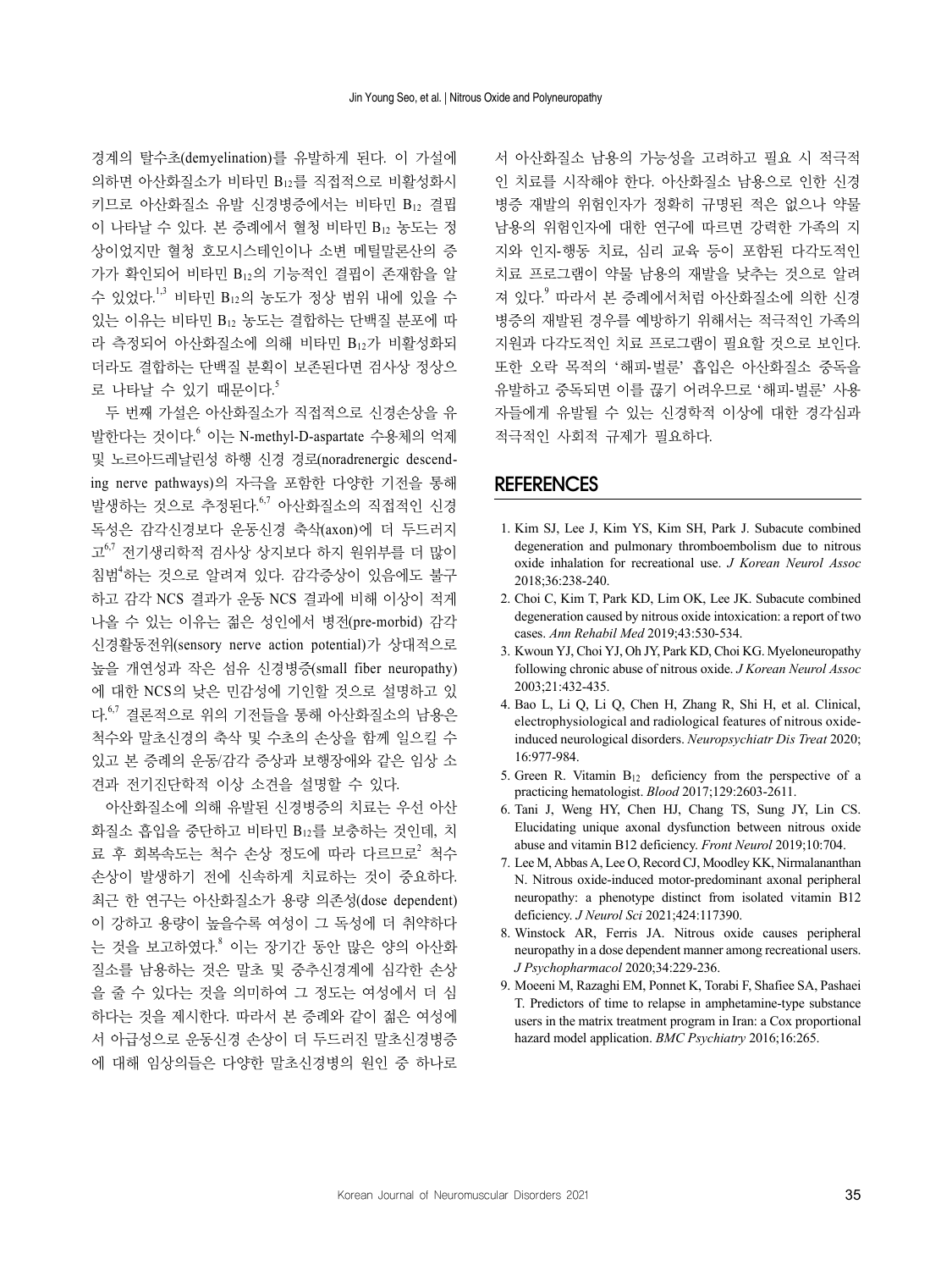경계의 탈수초(demyelination)를 유발하게 된다. 이 가설에 의하면 아산화질소가 비타민 $B_{12}$를 직접적으로 비활성화시키므로 아산화질소 유발 신경병증에서는 비타민 $B_{12}$ 결핍이 나타날 수 있다. 본 증례에서 혈청 비타민 $B_{12}$ 농도는 정상이었지만 혈청 호모시스테인이나 소변 메틸말론산의 증가가 확인되어 비타민 $B_{12}$의 기능적인 결핍이 존재함을 알 수 있었다.[1,3] 비타민 $B_{12}$의 농도가 정상 범위 내에 있을 수 있는 이유는 비타민 $B_{12}$ 농도는 결합하는 단백질 분포에 따라 측정되어 아산화질소에 의해 비타민 $B_{12}$가 비활성화되더라도 결합하는 단백질 분획이 보존된다면 검사상 정상으로 나타날 수 있기 때문이다.[5]

두 번째 가설은 아산화질소가 직접적으로 신경손상을 유발한다는 것이다.[6] 이는 N-methyl-D-aspartate 수용체의 억제 및 노르아드레날린성 하행 신경 경로(noradrenergic descending nerve pathways)의 자극을 포함한 다양한 기전을 통해 발생하는 것으로 추정된다.[6,7] 아산화질소의 직접적인 신경독성은 감각신경보다 운동신경 축삭(axon)에 더 두드러지고[6,7] 전기생리학적 검사상 상지보다 하지 원위부를 더 많이 침범[4]하는 것으로 알려져 있다. 감각증상이 있음에도 불구하고 감각 NCS 결과가 운동 NCS 결과에 비해 이상이 적게 나올 수 있는 이유는 젊은 성인에서 병전(pre-morbid) 감각신경활동전위(sensory nerve action potential)가 상대적으로 높을 개연성과 작은 섬유 신경병증(small fiber neuropathy)에 대한 NCS의 낮은 민감성에 기인할 것으로 설명하고 있다.[6,7] 결론적으로 위의 기전들을 통해 아산화질소의 남용은 척수와 말초신경의 축삭 및 수초의 손상을 함께 일으킬 수 있고 본 증례의 운동/감각 증상과 보행장애와 같은 임상 소견과 전기진단학적 이상 소견을 설명할 수 있다.

아산화질소에 의해 유발된 신경병증의 치료는 우선 아산화질소 흡입을 중단하고 비타민 $B_{12}$를 보충하는 것인데, 치료 후 회복속도는 척수 손상 정도에 따라 다르므로[2] 척수 손상이 발생하기 전에 신속하게 치료하는 것이 중요하다. 최근 한 연구는 아산화질소가 용량 의존성(dose dependent)이 강하고 용량이 높을수록 여성이 그 독성에 더 취약하다는 것을 보고하였다.[8] 이는 장기간 동안 많은 양의 아산화질소를 남용하는 것은 말초 및 중추신경계에 심각한 손상을 줄 수 있다는 것을 의미하여 그 정도는 여성에서 더 심하다는 것을 제시한다. 따라서 본 증례와 같이 젊은 여성에서 아급성으로 운동신경 손상이 더 두드러진 말초신경병증에 대해 임상의들은 다양한 말초신경병의 원인 중 하나로서 아산화질소 남용의 가능성을 고려하고 필요 시 적극적인 치료를 시작해야 한다. 아산화질소 남용으로 인한 신경병증 재발의 위험인자가 정확히 규명된 적은 없으나 약물남용의 위험인자에 대한 연구에 따르면 강력한 가족의 지지와 인지-행동 치료, 심리 교육 등이 포함된 다각도적인 치료 프로그램이 약물 남용의 재발을 낮추는 것으로 알려져 있다.[9] 따라서 본 증례에서처럼 아산화질소에 의한 신경병증의 재발된 경우를 예방하기 위해서는 적극적인 가족의 지원과 다각도적인 치료 프로그램이 필요할 것으로 보인다. 또한 오락 목적의 '해피-벌룬' 흡입은 아산화질소 중독을 유발하고 중독되면 이를 끊기 어려우므로 '해피-벌룬' 사용자들에게 유발될 수 있는 신경학적 이상에 대한 경각심과 적극적인 사회적 규제가 필요하다.

## REFERENCES

1. Kim SJ, Lee J, Kim YS, Kim SH, Park J. Subacute combined degeneration and pulmonary thromboembolism due to nitrous oxide inhalation for recreational use. *J Korean Neurol Assoc* 2018;36:238-240.
2. Choi C, Kim T, Park KD, Lim OK, Lee JK. Subacute combined degeneration caused by nitrous oxide intoxication: a report of two cases. *Ann Rehabil Med* 2019;43:530-534.
3. Kwoun YJ, Choi YJ, Oh JY, Park KD, Choi KG. Myeloneuropathy following chronic abuse of nitrous oxide. *J Korean Neurol Assoc* 2003;21:432-435.
4. Bao L, Li Q, Li Q, Chen H, Zhang R, Shi H, et al. Clinical, electrophysiological and radiological features of nitrous oxide-induced neurological disorders. *Neuropsychiatr Dis Treat* 2020;16:977-984.
5. Green R. Vitamin $B_{12}$ deficiency from the perspective of a practicing hematologist. *Blood* 2017;129:2603-2611.
6. Tani J, Weng HY, Chen HJ, Chang TS, Sung JY, Lin CS. Elucidating unique axonal dysfunction between nitrous oxide abuse and vitamin B12 deficiency. *Front Neurol* 2019;10:704.
7. Lee M, Abbas A, Lee O, Record CJ, Moodley KK, Nirmalananthan N. Nitrous oxide-induced motor-predominant axonal peripheral neuropathy: a phenotype distinct from isolated vitamin B12 deficiency. *J Neurol Sci* 2021;424:117390.
8. Winstock AR, Ferris JA. Nitrous oxide causes peripheral neuropathy in a dose dependent manner among recreational users. *J Psychopharmacol* 2020;34:229-236.
9. Moeeni M, Razaghi EM, Ponnet K, Torabi F, Shafiee SA, Pashaei T. Predictors of time to relapse in amphetamine-type substance users in the matrix treatment program in Iran: a Cox proportional hazard model application. *BMC Psychiatry* 2016;16:265.